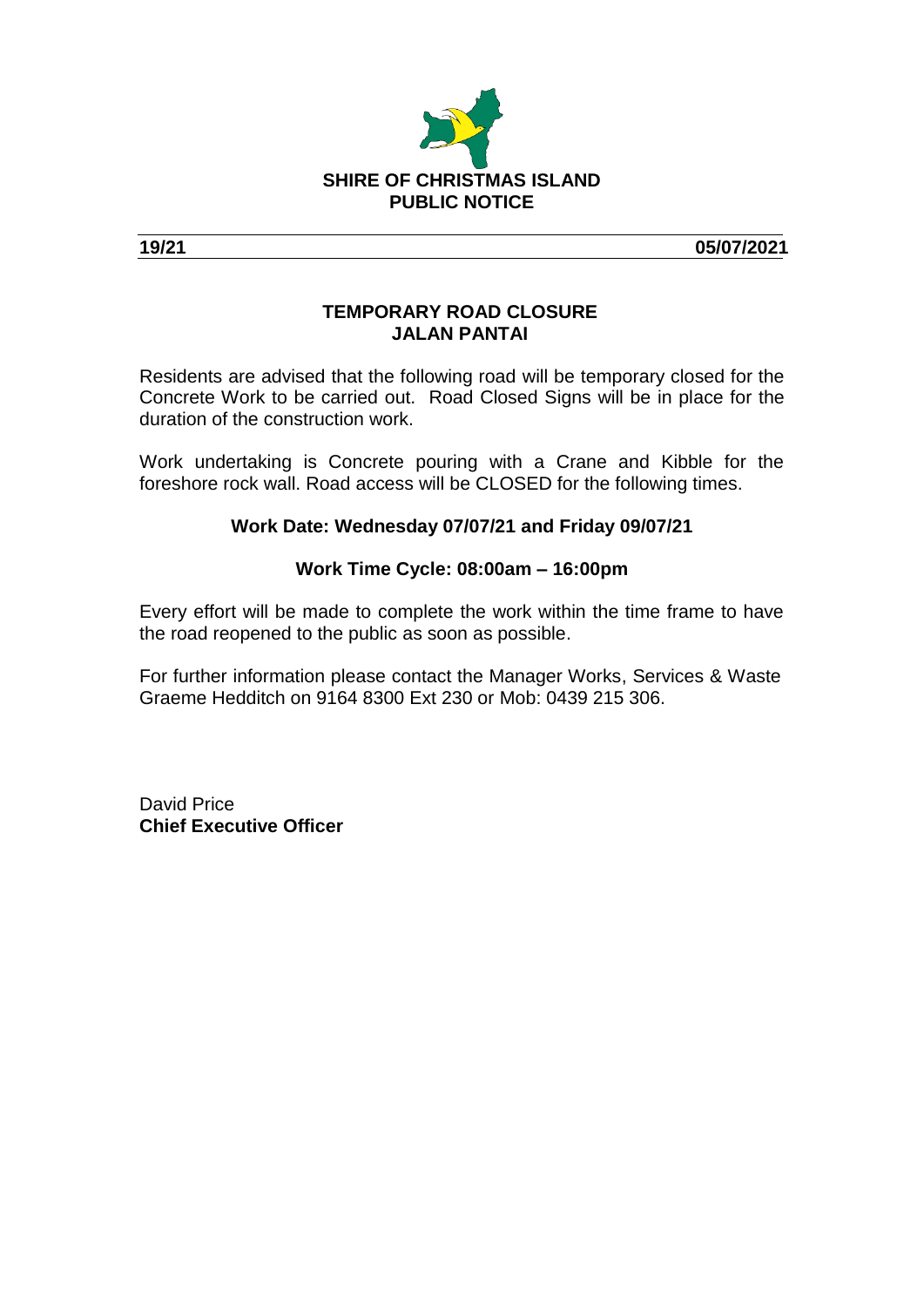**SHIRE OF CHRISTMAS ISLAND**
**PUBLIC NOTICE**

**19/21** **05/07/2021**

## TEMPORARY ROAD CLOSURE
## JALAN PANTAI

Residents are advised that the following road will be temporary closed for the Concrete Work to be carried out. Road Closed Signs will be in place for the duration of the construction work.

Work undertaking is Concrete pouring with a Crane and Kibble for the foreshore rock wall. Road access will be CLOSED for the following times.

**Work Date: Wednesday 07/07/21 and Friday 09/07/21**

**Work Time Cycle: 08:00am – 16:00pm**

Every effort will be made to complete the work within the time frame to have the road reopened to the public as soon as possible.

For further information please contact the Manager Works, Services & Waste Graeme Hedditch on 9164 8300 Ext 230 or Mob: 0439 215 306.

David Price
**Chief Executive Officer**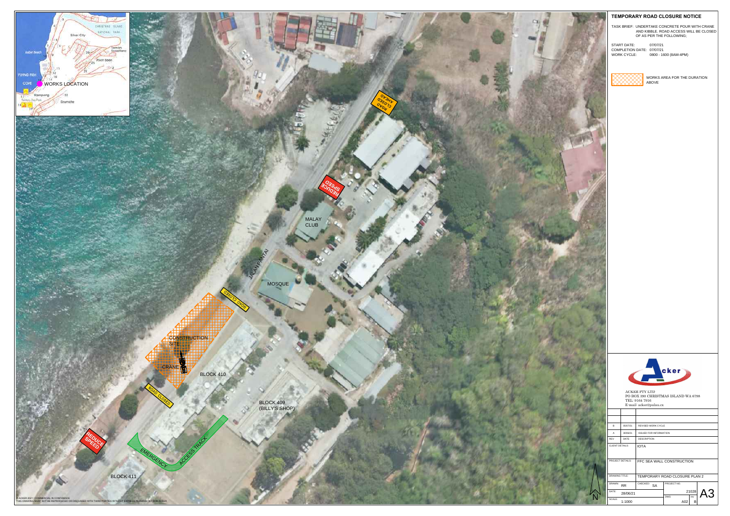# TEMPORARY ROAD CLOSURE NOTICE

TASK BRIEF: UNDERTAKE CONCRETE POUR WITH CRANE AND KIBBLE. ROAD ACCESS WILL BE CLOSED OF AS PER THE FOLLOWING;

START DATE: 07/07/21
COMPLETION DATE: 07/07/21
WORK CYCLE: 0800 - 1600 (8AM-4PM)

WORKS AREA FOR THE DURATION ABOVE

WORKS LOCATION

CONSTRUCTION SITE

CRANE

ROAD CLOSED AHEAD

REDUCE SPEED

ROAD CLOSED

ROAD CLOSED

REDUCE SPEED

EMERGENCY ACCESS TRACK

MALAY CLUB

MOSQUE

JALAN PANTAI

BLOCK 410

BLOCK 409 (BILLY'S SHOP)

BLOCK 411

ACKER PTY LTD
PO BOX 390 CHRISTMAS ISLAND WA 6798
TEL: 9164 7916
E-mail: acker@pulau.cx

| REV | DATE | DESCRIPTION |
|---|---|---|
| B | 05/07/21 | REVISED WORK CYCLE |
| A | 30/06/21 | ISSUED FOR INFORMATION |

| | |
|---|---|
| CLIENT DETAILS: | IOTA |
| PROJECT DETAILS: | FFC SEA WALL CONSTRUCTION |
| DRAWING TITLE: | TEMPORARY ROAD CLOSURE PLAN 2 |
| DRAWN: | RR |
| CHECKED: | SA |
| PROJECT NO.: | 21028 |
| DATE: | 28/06/21 |
| SCALE: | 1:1000 |
| DWG: | A02 |
| REV: | B |
| SIZE: | A3 |

© ACKER 2021 | COMMERCIAL IN CONFIDENCE
THIS DRAWING MUST NOT BE REPRODUCED OR DISCUSSED WITH THIRD PARTIES WITHOUT EXPRESS PERMISSION FROM ACKER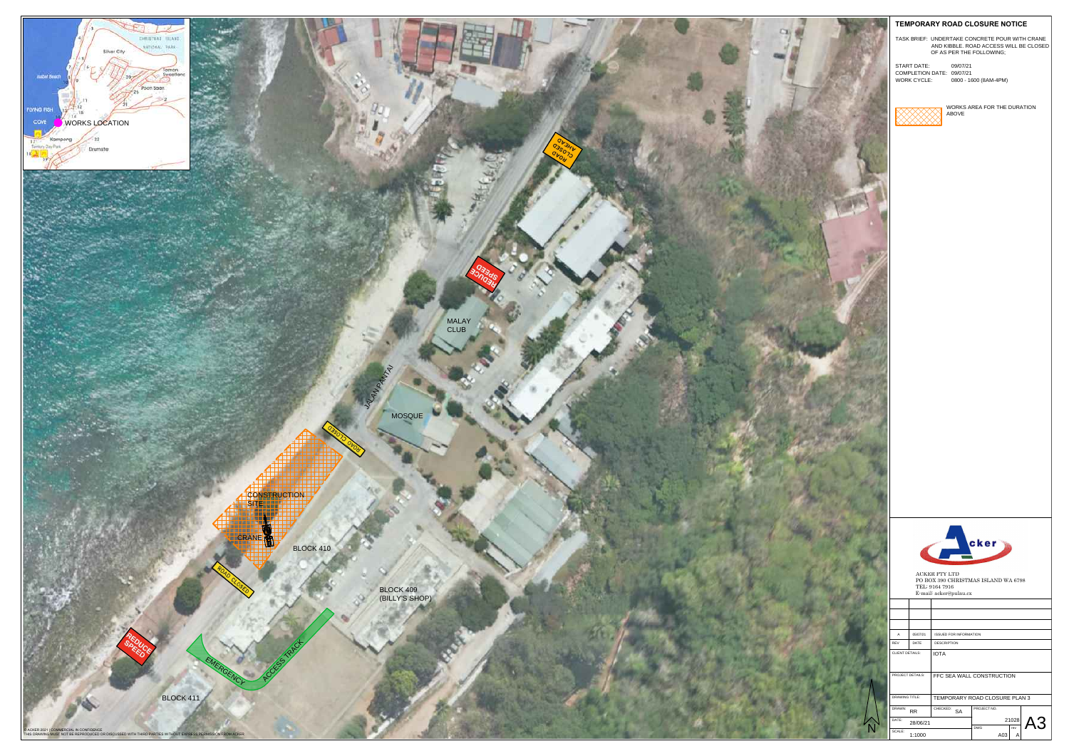# TEMPORARY ROAD CLOSURE NOTICE

TASK BRIEF: UNDERTAKE CONCRETE POUR WITH CRANE AND KIBBLE. ROAD ACCESS WILL BE CLOSED OF AS PER THE FOLLOWING;

START DATE: 09/07/21
COMPLETION DATE: 09/07/21
WORK CYCLE: 0800 - 1600 (8AM-4PM)

WORKS AREA FOR THE DURATION ABOVE

WORKS LOCATION

CHRISTMAS ISLAND NATIONAL PARK
Silver City
Isabel Beach
Taman Sweetland
Poon Saan
FLYING FISH COVE
Kampong
Territory Day Park
Drumsite

ROAD CLOSED AHEAD
REDUCE SPEED
MALAY CLUB
JALAN PANTAI
MOSQUE
ROAD CLOSED
CONSTRUCTION SITE
CRANE
BLOCK 410
ROAD CLOSED
BLOCK 409 (BILLY'S SHOP)
REDUCE SPEED
EMERGENCY ACCESS TRACK
BLOCK 411
N

© ACKER 2021 | COMMERCIAL IN CONFIDENCE
THIS DRAWING MUST NOT BE REPRODUCED OR DISCUSSED WITH THIRD PARTIES WITHOUT EXPRESS PERMISSION FROM ACKER

ACKER PTY LTD
PO BOX 390 CHRISTMAS ISLAND WA 6798
TEL: 9164 7916
E-mail: acker@pulau.cx

| REV | DATE | DESCRIPTION |
|---|---|---|
| A | 05/07/21 | ISSUED FOR INFORMATION |

| | |
|---|---|
| CLIENT DETAILS: | IOTA |
| PROJECT DETAILS: | FFC SEA WALL CONSTRUCTION |
| DRAWING TITLE: | TEMPORARY ROAD CLOSURE PLAN 3 |
| DRAWN: | RR |
| CHECKED: | SA |
| DATE: | 28/06/21 |
| SCALE: | 1:1000 |
| PROJECT NO: | 21028 |
| DWG: | A03 |
| REV: | A |
| SIZE: | A3 |